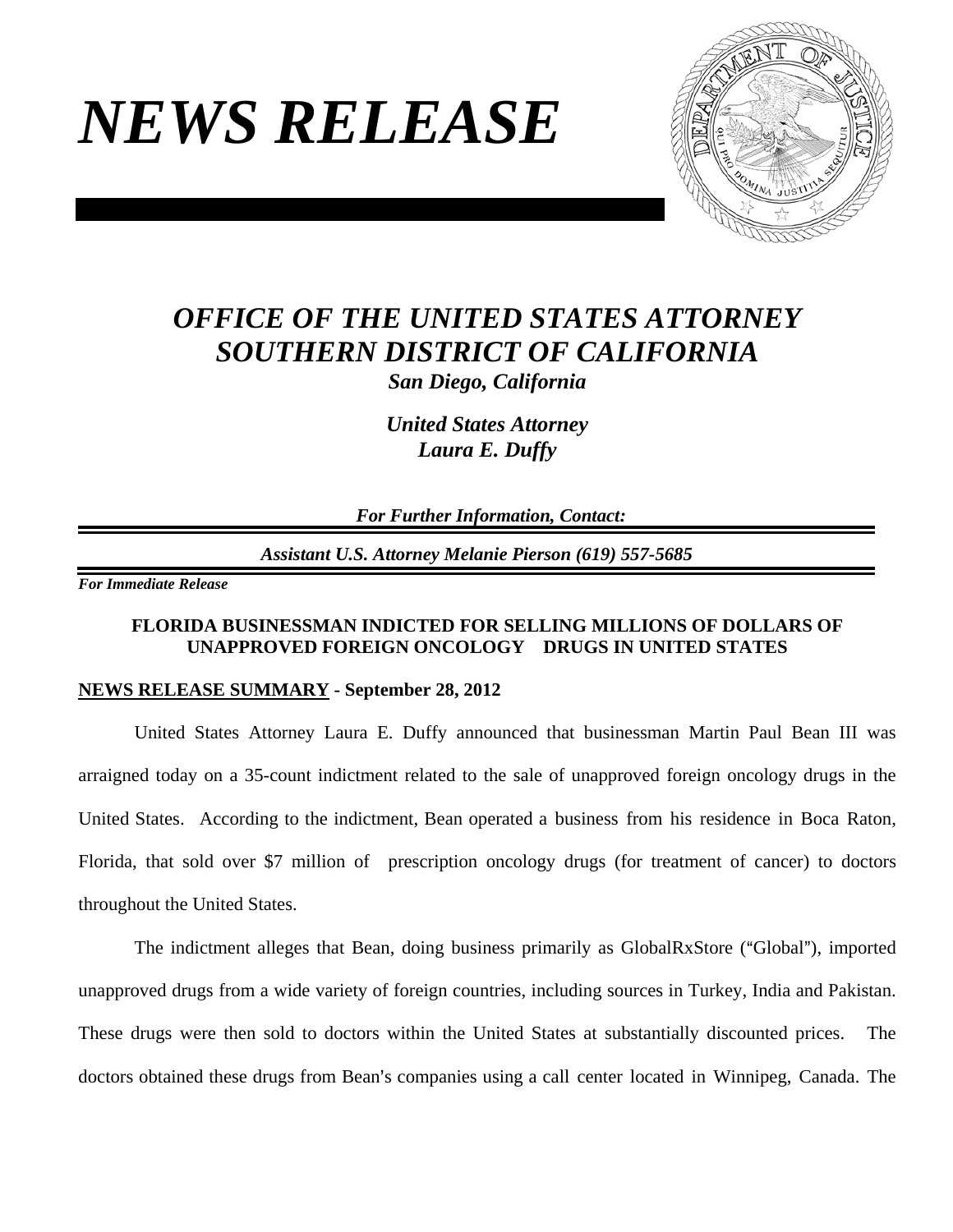# *NEWS RELEASE*

## *OFFICE OF THE UNITED STATES ATTORNEY*
## *SOUTHERN DISTRICT OF CALIFORNIA*

***San Diego, California***

***United States Attorney***
***Laura E. Duffy***

***For Further Information, Contact:***

***Assistant U.S. Attorney Melanie Pierson (619) 557-5685***

***For Immediate Release***

**FLORIDA BUSINESSMAN INDICTED FOR SELLING MILLIONS OF DOLLARS OF UNAPPROVED FOREIGN ONCOLOGY DRUGS IN UNITED STATES**

**NEWS RELEASE SUMMARY - September 28, 2012**

United States Attorney Laura E. Duffy announced that businessman Martin Paul Bean III was arraigned today on a 35-count indictment related to the sale of unapproved foreign oncology drugs in the United States. According to the indictment, Bean operated a business from his residence in Boca Raton, Florida, that sold over $7 million of prescription oncology drugs (for treatment of cancer) to doctors throughout the United States.

The indictment alleges that Bean, doing business primarily as GlobalRxStore ("Global"), imported unapproved drugs from a wide variety of foreign countries, including sources in Turkey, India and Pakistan. These drugs were then sold to doctors within the United States at substantially discounted prices. The doctors obtained these drugs from Bean's companies using a call center located in Winnipeg, Canada. The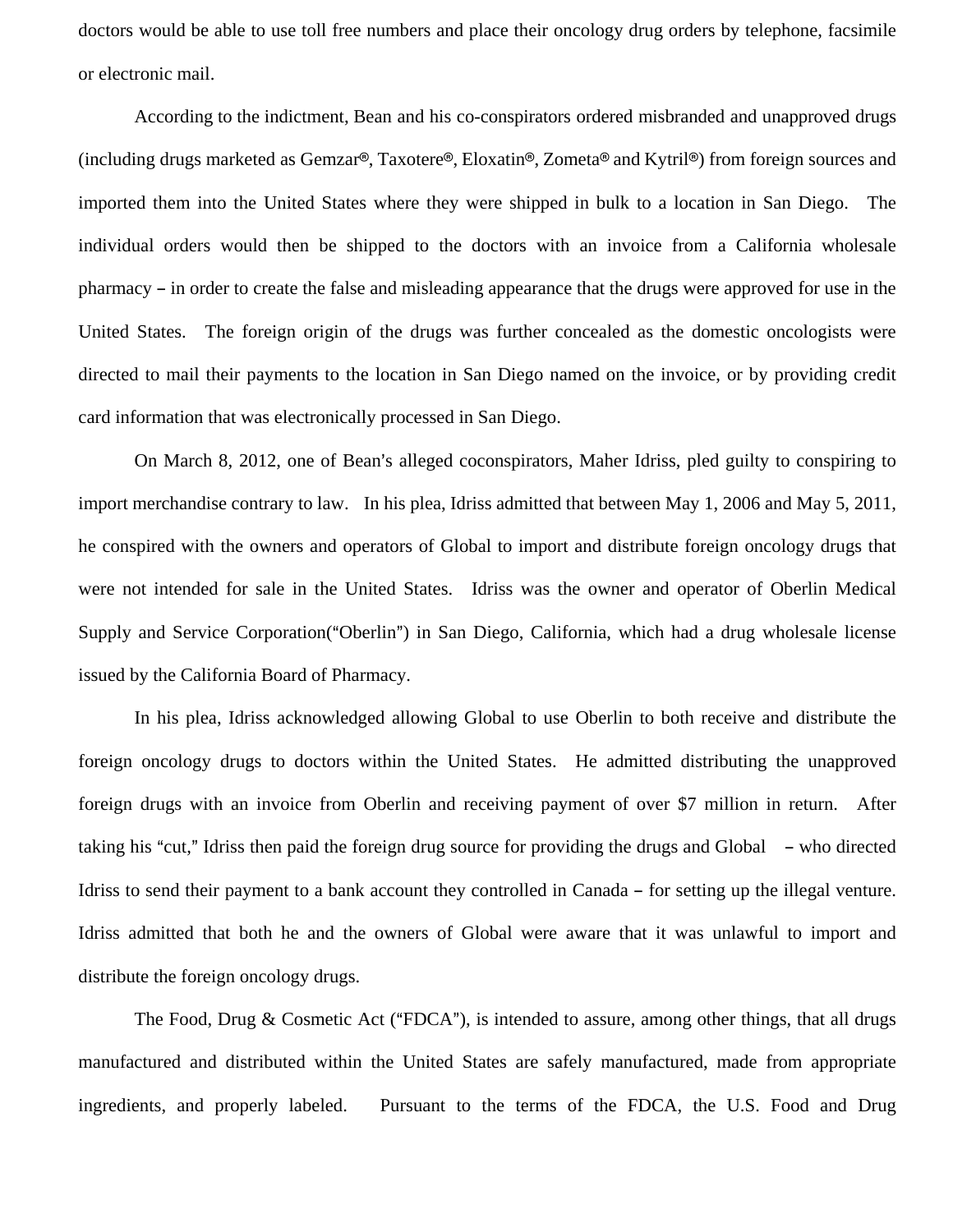doctors would be able to use toll free numbers and place their oncology drug orders by telephone, facsimile or electronic mail.

According to the indictment, Bean and his co-conspirators ordered misbranded and unapproved drugs (including drugs marketed as Gemzar®, Taxotere®, Eloxatin®, Zometa® and Kytril®) from foreign sources and imported them into the United States where they were shipped in bulk to a location in San Diego. The individual orders would then be shipped to the doctors with an invoice from a California wholesale pharmacy – in order to create the false and misleading appearance that the drugs were approved for use in the United States. The foreign origin of the drugs was further concealed as the domestic oncologists were directed to mail their payments to the location in San Diego named on the invoice, or by providing credit card information that was electronically processed in San Diego.

On March 8, 2012, one of Bean's alleged coconspirators, Maher Idriss, pled guilty to conspiring to import merchandise contrary to law. In his plea, Idriss admitted that between May 1, 2006 and May 5, 2011, he conspired with the owners and operators of Global to import and distribute foreign oncology drugs that were not intended for sale in the United States. Idriss was the owner and operator of Oberlin Medical Supply and Service Corporation("Oberlin") in San Diego, California, which had a drug wholesale license issued by the California Board of Pharmacy.

In his plea, Idriss acknowledged allowing Global to use Oberlin to both receive and distribute the foreign oncology drugs to doctors within the United States. He admitted distributing the unapproved foreign drugs with an invoice from Oberlin and receiving payment of over $7 million in return. After taking his "cut," Idriss then paid the foreign drug source for providing the drugs and Global – who directed Idriss to send their payment to a bank account they controlled in Canada – for setting up the illegal venture. Idriss admitted that both he and the owners of Global were aware that it was unlawful to import and distribute the foreign oncology drugs.

The Food, Drug & Cosmetic Act ("FDCA"), is intended to assure, among other things, that all drugs manufactured and distributed within the United States are safely manufactured, made from appropriate ingredients, and properly labeled. Pursuant to the terms of the FDCA, the U.S. Food and Drug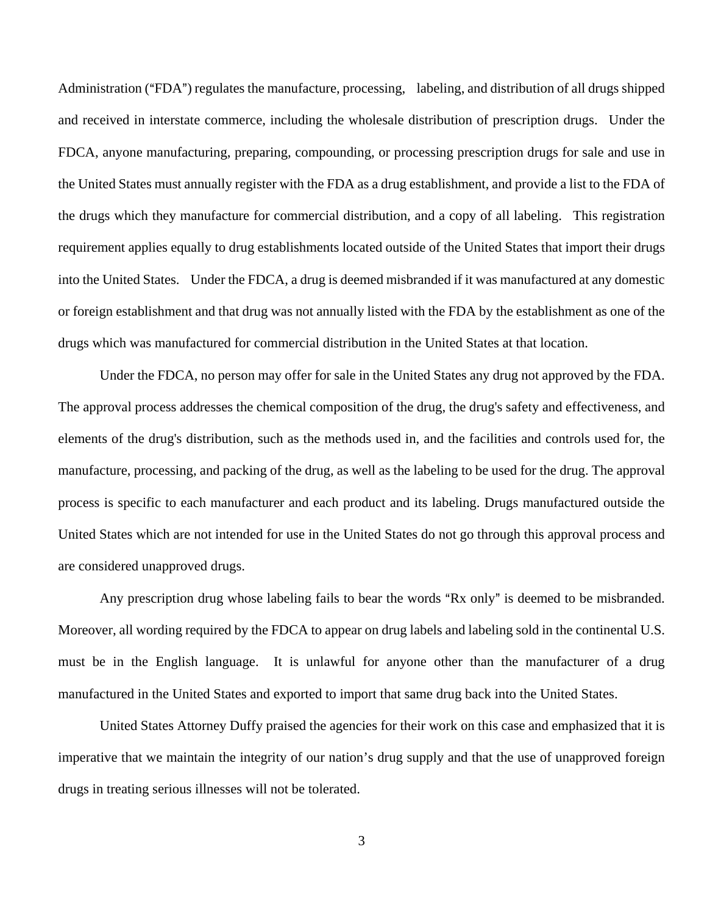Administration ("FDA") regulates the manufacture, processing, labeling, and distribution of all drugs shipped and received in interstate commerce, including the wholesale distribution of prescription drugs. Under the FDCA, anyone manufacturing, preparing, compounding, or processing prescription drugs for sale and use in the United States must annually register with the FDA as a drug establishment, and provide a list to the FDA of the drugs which they manufacture for commercial distribution, and a copy of all labeling. This registration requirement applies equally to drug establishments located outside of the United States that import their drugs into the United States. Under the FDCA, a drug is deemed misbranded if it was manufactured at any domestic or foreign establishment and that drug was not annually listed with the FDA by the establishment as one of the drugs which was manufactured for commercial distribution in the United States at that location.

Under the FDCA, no person may offer for sale in the United States any drug not approved by the FDA. The approval process addresses the chemical composition of the drug, the drug's safety and effectiveness, and elements of the drug's distribution, such as the methods used in, and the facilities and controls used for, the manufacture, processing, and packing of the drug, as well as the labeling to be used for the drug. The approval process is specific to each manufacturer and each product and its labeling. Drugs manufactured outside the United States which are not intended for use in the United States do not go through this approval process and are considered unapproved drugs.

Any prescription drug whose labeling fails to bear the words "Rx only" is deemed to be misbranded. Moreover, all wording required by the FDCA to appear on drug labels and labeling sold in the continental U.S. must be in the English language. It is unlawful for anyone other than the manufacturer of a drug manufactured in the United States and exported to import that same drug back into the United States.

United States Attorney Duffy praised the agencies for their work on this case and emphasized that it is imperative that we maintain the integrity of our nation's drug supply and that the use of unapproved foreign drugs in treating serious illnesses will not be tolerated.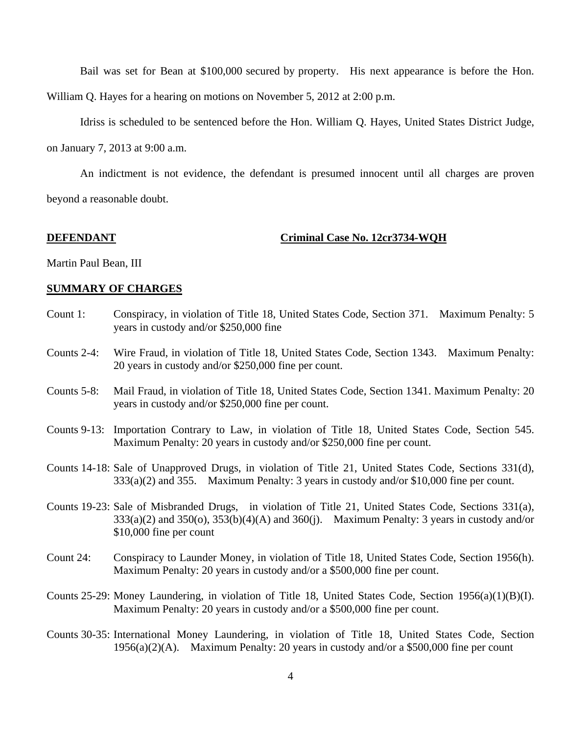Bail was set for Bean at $100,000 secured by property. His next appearance is before the Hon. William Q. Hayes for a hearing on motions on November 5, 2012 at 2:00 p.m.

Idriss is scheduled to be sentenced before the Hon. William Q. Hayes, United States District Judge, on January 7, 2013 at 9:00 a.m.

An indictment is not evidence, the defendant is presumed innocent until all charges are proven beyond a reasonable doubt.

**DEFENDANT** **Criminal Case No. 12cr3734-WQH**

Martin Paul Bean, III

**SUMMARY OF CHARGES**

Count 1: Conspiracy, in violation of Title 18, United States Code, Section 371. Maximum Penalty: 5 years in custody and/or $250,000 fine

Counts 2-4: Wire Fraud, in violation of Title 18, United States Code, Section 1343. Maximum Penalty: 20 years in custody and/or $250,000 fine per count.

Counts 5-8: Mail Fraud, in violation of Title 18, United States Code, Section 1341. Maximum Penalty: 20 years in custody and/or $250,000 fine per count.

Counts 9-13: Importation Contrary to Law, in violation of Title 18, United States Code, Section 545. Maximum Penalty: 20 years in custody and/or $250,000 fine per count.

Counts 14-18: Sale of Unapproved Drugs, in violation of Title 21, United States Code, Sections 331(d), 333(a)(2) and 355. Maximum Penalty: 3 years in custody and/or $10,000 fine per count.

Counts 19-23: Sale of Misbranded Drugs, in violation of Title 21, United States Code, Sections 331(a), 333(a)(2) and 350(o), 353(b)(4)(A) and 360(j). Maximum Penalty: 3 years in custody and/or $10,000 fine per count

Count 24: Conspiracy to Launder Money, in violation of Title 18, United States Code, Section 1956(h). Maximum Penalty: 20 years in custody and/or a $500,000 fine per count.

Counts 25-29: Money Laundering, in violation of Title 18, United States Code, Section 1956(a)(1)(B)(I). Maximum Penalty: 20 years in custody and/or a $500,000 fine per count.

Counts 30-35: International Money Laundering, in violation of Title 18, United States Code, Section 1956(a)(2)(A). Maximum Penalty: 20 years in custody and/or a $500,000 fine per count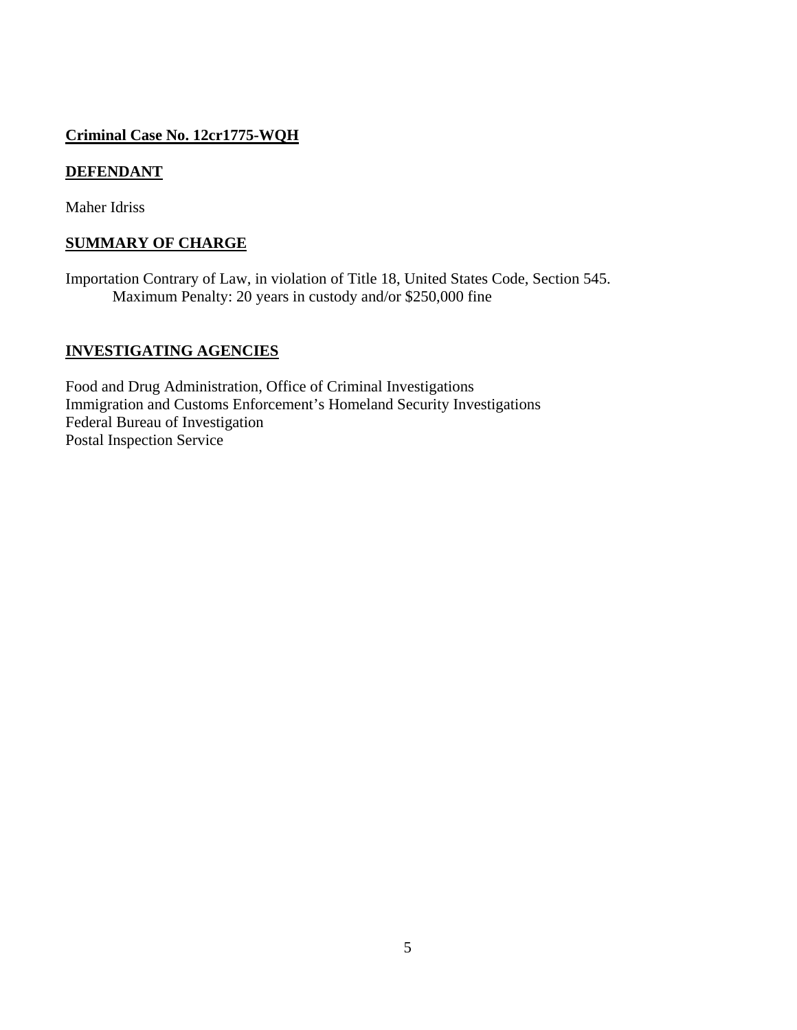**Criminal Case No. 12cr1775-WQH**

**DEFENDANT**

Maher Idriss

**SUMMARY OF CHARGE**

Importation Contrary of Law, in violation of Title 18, United States Code, Section 545.
Maximum Penalty: 20 years in custody and/or $250,000 fine

**INVESTIGATING AGENCIES**

Food and Drug Administration, Office of Criminal Investigations
Immigration and Customs Enforcement's Homeland Security Investigations
Federal Bureau of Investigation
Postal Inspection Service